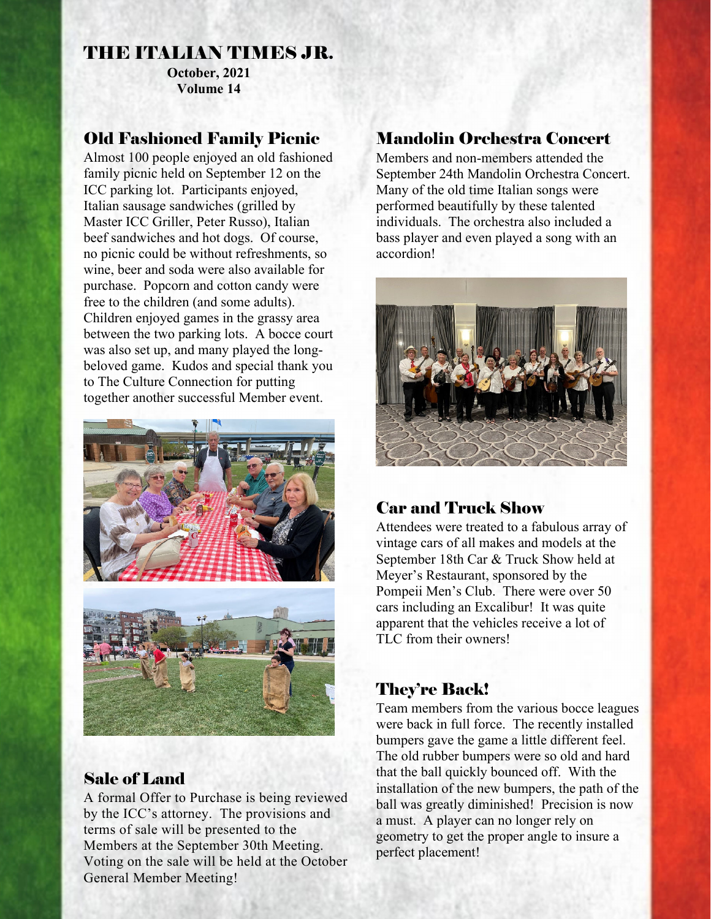# THE ITALIAN TIMES JR.

**October, 2021**
**Volume 14**

## Old Fashioned Family Picnic

Almost 100 people enjoyed an old fashioned family picnic held on September 12 on the ICC parking lot. Participants enjoyed, Italian sausage sandwiches (grilled by Master ICC Griller, Peter Russo), Italian beef sandwiches and hot dogs. Of course, no picnic could be without refreshments, so wine, beer and soda were also available for purchase. Popcorn and cotton candy were free to the children (and some adults). Children enjoyed games in the grassy area between the two parking lots. A bocce court was also set up, and many played the long-beloved game. Kudos and special thank you to The Culture Connection for putting together another successful Member event.

## Sale of Land

A formal Offer to Purchase is being reviewed by the ICC's attorney. The provisions and terms of sale will be presented to the Members at the September 30th Meeting. Voting on the sale will be held at the October General Member Meeting!

## Mandolin Orchestra Concert

Members and non-members attended the September 24th Mandolin Orchestra Concert. Many of the old time Italian songs were performed beautifully by these talented individuals. The orchestra also included a bass player and even played a song with an accordion!

## Car and Truck Show

Attendees were treated to a fabulous array of vintage cars of all makes and models at the September 18th Car & Truck Show held at Meyer's Restaurant, sponsored by the Pompeii Men's Club. There were over 50 cars including an Excalibur! It was quite apparent that the vehicles receive a lot of TLC from their owners!

## They're Back!

Team members from the various bocce leagues were back in full force. The recently installed bumpers gave the game a little different feel. The old rubber bumpers were so old and hard that the ball quickly bounced off. With the installation of the new bumpers, the path of the ball was greatly diminished! Precision is now a must. A player can no longer rely on geometry to get the proper angle to insure a perfect placement!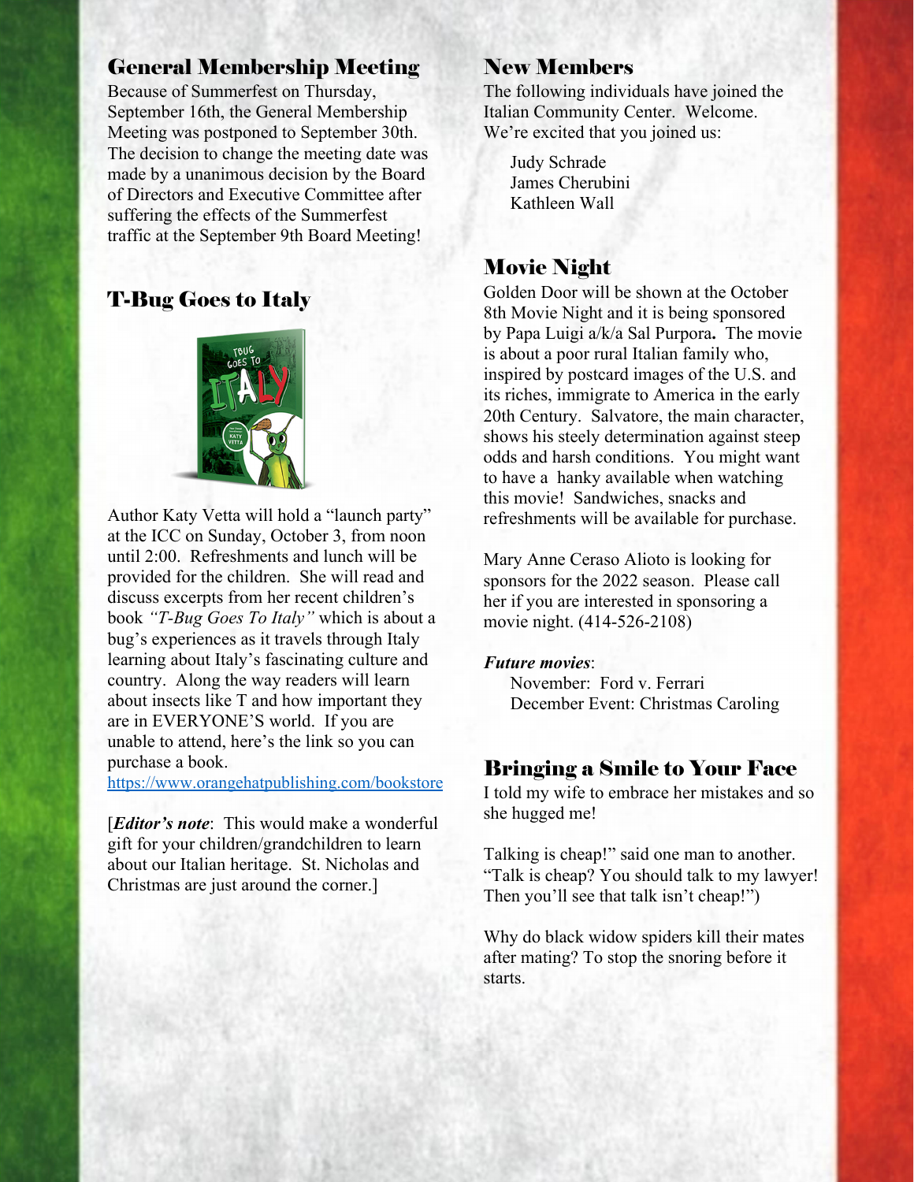## General Membership Meeting

Because of Summerfest on Thursday, September 16th, the General Membership Meeting was postponed to September 30th. The decision to change the meeting date was made by a unanimous decision by the Board of Directors and Executive Committee after suffering the effects of the Summerfest traffic at the September 9th Board Meeting!

## T-Bug Goes to Italy

Author Katy Vetta will hold a "launch party" at the ICC on Sunday, October 3, from noon until 2:00. Refreshments and lunch will be provided for the children. She will read and discuss excerpts from her recent children's book *"T-Bug Goes To Italy"* which is about a bug's experiences as it travels through Italy learning about Italy's fascinating culture and country. Along the way readers will learn about insects like T and how important they are in EVERYONE'S world. If you are unable to attend, here's the link so you can purchase a book.
https://www.orangehatpublishing.com/bookstore

[***Editor's note***: This would make a wonderful gift for your children/grandchildren to learn about our Italian heritage. St. Nicholas and Christmas are just around the corner.]

## New Members

The following individuals have joined the Italian Community Center. Welcome. We're excited that you joined us:

Judy Schrade
James Cherubini
Kathleen Wall

## Movie Night

Golden Door will be shown at the October 8th Movie Night and it is being sponsored by Papa Luigi a/k/a Sal Purpora**.** The movie is about a poor rural Italian family who, inspired by postcard images of the U.S. and its riches, immigrate to America in the early 20th Century. Salvatore, the main character, shows his steely determination against steep odds and harsh conditions. You might want to have a hanky available when watching this movie! Sandwiches, snacks and refreshments will be available for purchase.

Mary Anne Ceraso Alioto is looking for sponsors for the 2022 season. Please call her if you are interested in sponsoring a movie night. (414-526-2108)

***Future movies***:

November: Ford v. Ferrari
December Event: Christmas Caroling

## Bringing a Smile to Your Face

I told my wife to embrace her mistakes and so she hugged me!

Talking is cheap!" said one man to another. "Talk is cheap? You should talk to my lawyer! Then you'll see that talk isn't cheap!")

Why do black widow spiders kill their mates after mating? To stop the snoring before it starts.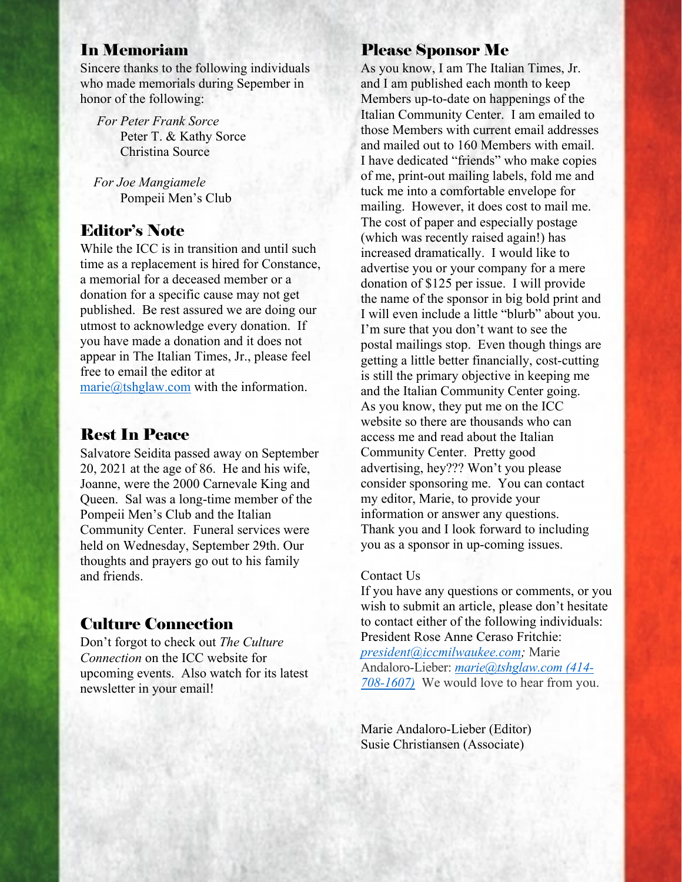## In Memoriam

Sincere thanks to the following individuals who made memorials during Sepember in honor of the following:

*For Peter Frank Sorce*
Peter T. & Kathy Sorce
Christina Source

*For Joe Mangiamele*
Pompeii Men's Club

## Editor's Note

While the ICC is in transition and until such time as a replacement is hired for Constance, a memorial for a deceased member or a donation for a specific cause may not get published. Be rest assured we are doing our utmost to acknowledge every donation. If you have made a donation and it does not appear in The Italian Times, Jr., please feel free to email the editor at marie@tshglaw.com with the information.

## Rest In Peace

Salvatore Seidita passed away on September 20, 2021 at the age of 86. He and his wife, Joanne, were the 2000 Carnevale King and Queen. Sal was a long-time member of the Pompeii Men's Club and the Italian Community Center. Funeral services were held on Wednesday, September 29th. Our thoughts and prayers go out to his family and friends.

## Culture Connection

Don't forgot to check out *The Culture Connection* on the ICC website for upcoming events. Also watch for its latest newsletter in your email!

## Please Sponsor Me

As you know, I am The Italian Times, Jr. and I am published each month to keep Members up-to-date on happenings of the Italian Community Center. I am emailed to those Members with current email addresses and mailed out to 160 Members with email. I have dedicated "friends" who make copies of me, print-out mailing labels, fold me and tuck me into a comfortable envelope for mailing. However, it does cost to mail me. The cost of paper and especially postage (which was recently raised again!) has increased dramatically. I would like to advertise you or your company for a mere donation of $125 per issue. I will provide the name of the sponsor in big bold print and I will even include a little "blurb" about you. I'm sure that you don't want to see the postal mailings stop. Even though things are getting a little better financially, cost-cutting is still the primary objective in keeping me and the Italian Community Center going. As you know, they put me on the ICC website so there are thousands who can access me and read about the Italian Community Center. Pretty good advertising, hey??? Won't you please consider sponsoring me. You can contact my editor, Marie, to provide your information or answer any questions. Thank you and I look forward to including you as a sponsor in up-coming issues.

Contact Us

If you have any questions or comments, or you wish to submit an article, please don't hesitate to contact either of the following individuals: President Rose Anne Ceraso Fritchie: *president@iccmilwaukee.com*; Marie Andaloro-Lieber: *marie@tshglaw.com (414-708-1607)* We would love to hear from you.

Marie Andaloro-Lieber (Editor)
Susie Christiansen (Associate)